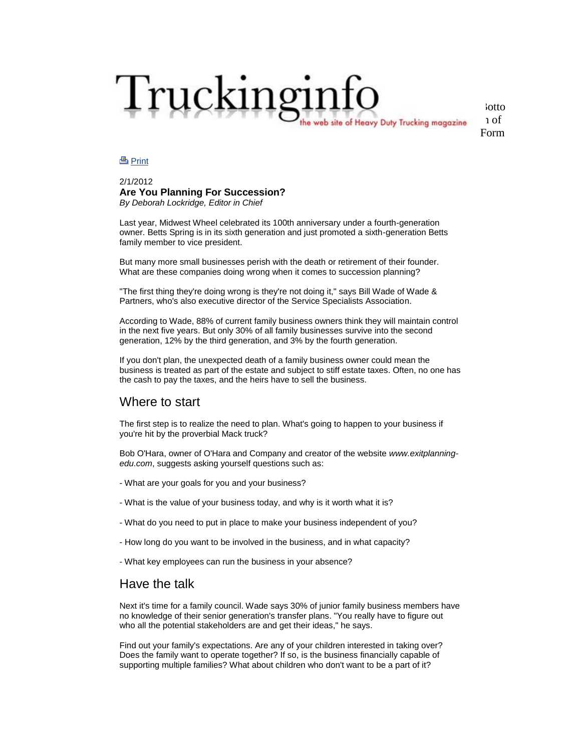# Truckinginfo

the web site of Heavy Duty Trucking magazine

Print

2/1/2012

**Are You Planning For Succession?**

*By Deborah Lockridge, Editor in Chief*

Last year, Midwest Wheel celebrated its 100th anniversary under a fourth-generation owner. Betts Spring is in its sixth generation and just promoted a sixth-generation Betts family member to vice president.

But many more small businesses perish with the death or retirement of their founder. What are these companies doing wrong when it comes to succession planning?

"The first thing they're doing wrong is they're not doing it," says Bill Wade of Wade & Partners, who's also executive director of the Service Specialists Association.

According to Wade, 88% of current family business owners think they will maintain control in the next five years. But only 30% of all family businesses survive into the second generation, 12% by the third generation, and 3% by the fourth generation.

If you don't plan, the unexpected death of a family business owner could mean the business is treated as part of the estate and subject to stiff estate taxes. Often, no one has the cash to pay the taxes, and the heirs have to sell the business.

## Where to start

The first step is to realize the need to plan. What's going to happen to your business if you're hit by the proverbial Mack truck?

Bob O'Hara, owner of O'Hara and Company and creator of the website *www.exitplanning-edu.com*, suggests asking yourself questions such as:

- What are your goals for you and your business?

- What is the value of your business today, and why is it worth what it is?

- What do you need to put in place to make your business independent of you?

- How long do you want to be involved in the business, and in what capacity?

- What key employees can run the business in your absence?

## Have the talk

Next it's time for a family council. Wade says 30% of junior family business members have no knowledge of their senior generation's transfer plans. "You really have to figure out who all the potential stakeholders are and get their ideas," he says.

Find out your family's expectations. Are any of your children interested in taking over? Does the family want to operate together? If so, is the business financially capable of supporting multiple families? What about children who don't want to be a part of it?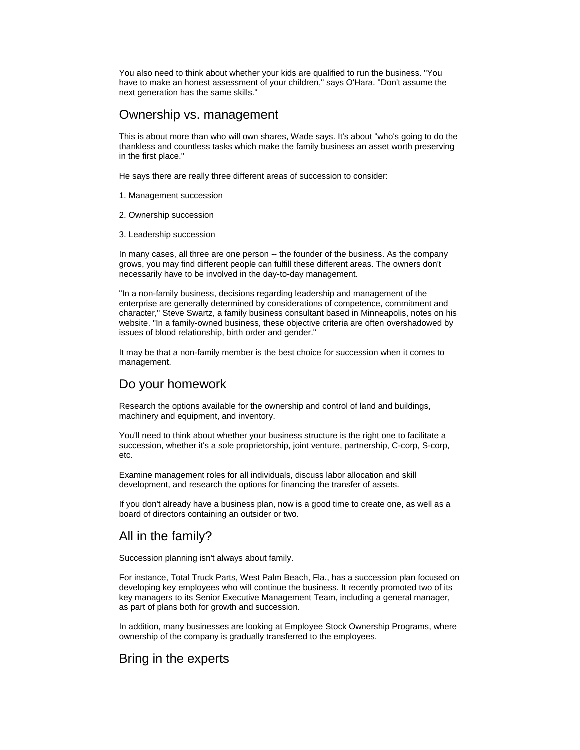You also need to think about whether your kids are qualified to run the business. "You have to make an honest assessment of your children," says O'Hara. "Don't assume the next generation has the same skills."

## Ownership vs. management

This is about more than who will own shares, Wade says. It's about "who's going to do the thankless and countless tasks which make the family business an asset worth preserving in the first place."

He says there are really three different areas of succession to consider:

1. Management succession

2. Ownership succession

3. Leadership succession

In many cases, all three are one person -- the founder of the business. As the company grows, you may find different people can fulfill these different areas. The owners don't necessarily have to be involved in the day-to-day management.

"In a non-family business, decisions regarding leadership and management of the enterprise are generally determined by considerations of competence, commitment and character," Steve Swartz, a family business consultant based in Minneapolis, notes on his website. "In a family-owned business, these objective criteria are often overshadowed by issues of blood relationship, birth order and gender."

It may be that a non-family member is the best choice for succession when it comes to management.

## Do your homework

Research the options available for the ownership and control of land and buildings, machinery and equipment, and inventory.

You'll need to think about whether your business structure is the right one to facilitate a succession, whether it's a sole proprietorship, joint venture, partnership, C-corp, S-corp, etc.

Examine management roles for all individuals, discuss labor allocation and skill development, and research the options for financing the transfer of assets.

If you don't already have a business plan, now is a good time to create one, as well as a board of directors containing an outsider or two.

## All in the family?

Succession planning isn't always about family.

For instance, Total Truck Parts, West Palm Beach, Fla., has a succession plan focused on developing key employees who will continue the business. It recently promoted two of its key managers to its Senior Executive Management Team, including a general manager, as part of plans both for growth and succession.

In addition, many businesses are looking at Employee Stock Ownership Programs, where ownership of the company is gradually transferred to the employees.

## Bring in the experts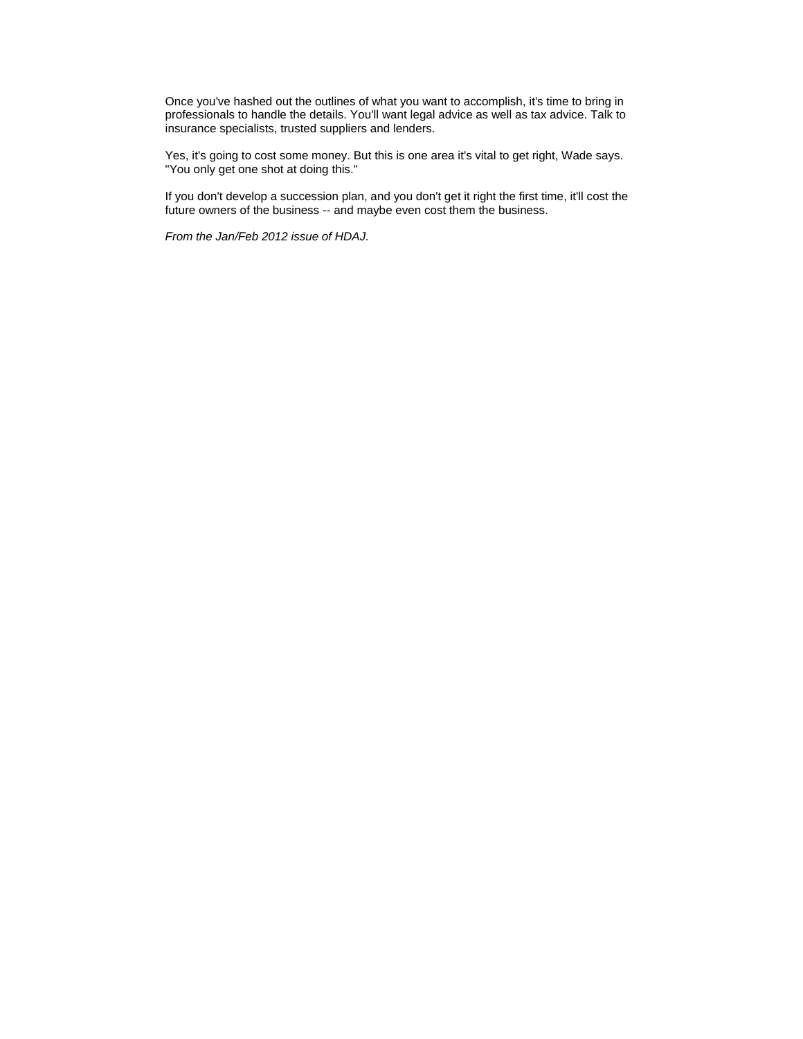Once you've hashed out the outlines of what you want to accomplish, it's time to bring in professionals to handle the details. You'll want legal advice as well as tax advice. Talk to insurance specialists, trusted suppliers and lenders.

Yes, it's going to cost some money. But this is one area it's vital to get right, Wade says. "You only get one shot at doing this."

If you don't develop a succession plan, and you don't get it right the first time, it'll cost the future owners of the business -- and maybe even cost them the business.

*From the Jan/Feb 2012 issue of HDAJ.*